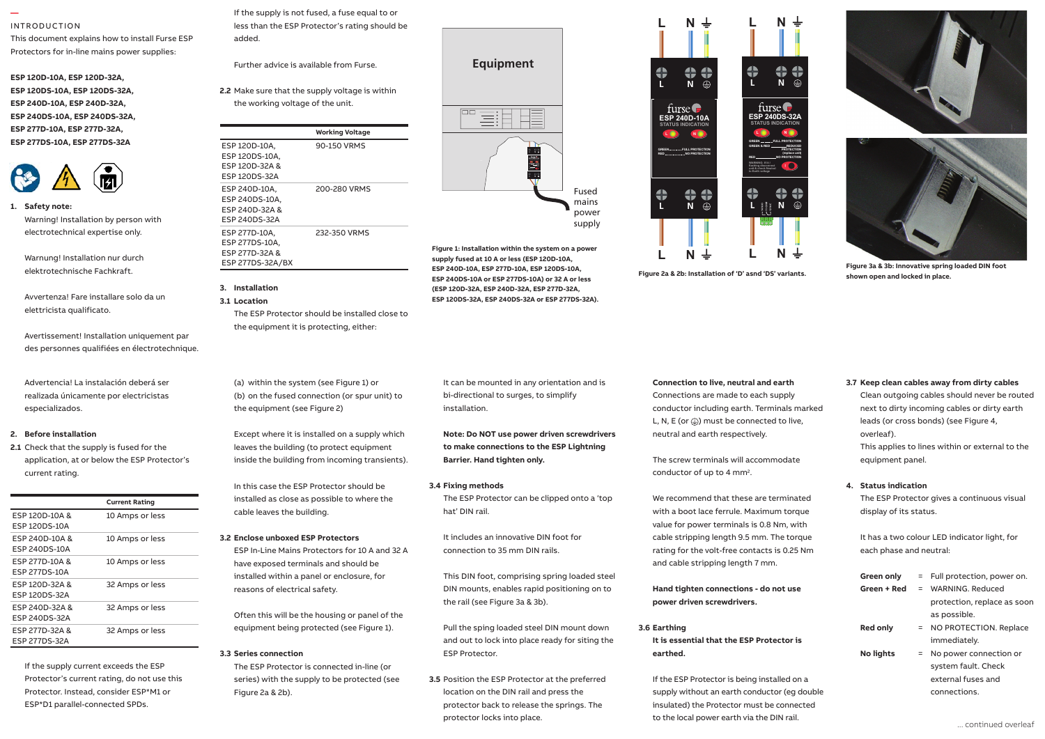## INTRODUCTION

This document explains how to install Furse ESP Protectors for in-line mains power supplies:

**ESP 120D-10A, ESP 120D-32A,**
**ESP 120DS-10A, ESP 120DS-32A,**
**ESP 240D-10A, ESP 240D-32A,**
**ESP 240DS-10A, ESP 240DS-32A,**
**ESP 277D-10A, ESP 277D-32A,**
**ESP 277DS-10A, ESP 277DS-32A**

**1. Safety note:**

Warning! Installation by person with electrotechnical expertise only.

Warnung! Installation nur durch elektrotechnische Fachkraft.

Avvertenza! Fare installare solo da un elettricista qualificato.

Avertissement! Installation uniquement par des personnes qualifiées en électrotechnique.

Advertencia! La instalación deberá ser realizada únicamente por electricistas especializados.

**2. Before installation**

**2.1** Check that the supply is fused for the application, at or below the ESP Protector's current rating.

| | Current Rating |
|---|---|
| ESP 120D-10A & ESP 120DS-10A | 10 Amps or less |
| ESP 240D-10A & ESP 240DS-10A | 10 Amps or less |
| ESP 277D-10A & ESP 277DS-10A | 10 Amps or less |
| ESP 120D-32A & ESP 120DS-32A | 32 Amps or less |
| ESP 240D-32A & ESP 240DS-32A | 32 Amps or less |
| ESP 277D-32A & ESP 277DS-32A | 32 Amps or less |

If the supply current exceeds the ESP Protector's current rating, do not use this Protector. Instead, consider ESP*M1 or ESP*D1 parallel-connected SPDs.

If the supply is not fused, a fuse equal to or less than the ESP Protector's rating should be added.

Further advice is available from Furse.

**2.2** Make sure that the supply voltage is within the working voltage of the unit.

| | Working Voltage |
|---|---|
| ESP 120D-10A, ESP 120DS-10A, ESP 120D-32A & ESP 120DS-32A | 90-150 VRMS |
| ESP 240D-10A, ESP 240DS-10A, ESP 240D-32A & ESP 240DS-32A | 200-280 VRMS |
| ESP 277D-10A, ESP 277DS-10A, ESP 277D-32A & ESP 277DS-32A/BX | 232-350 VRMS |

**3. Installation**

**3.1 Location**

The ESP Protector should be installed close to the equipment it is protecting, either:

(a) within the system (see Figure 1) or

(b) on the fused connection (or spur unit) to the equipment (see Figure 2)

Except where it is installed on a supply which leaves the building (to protect equipment inside the building from incoming transients).

In this case the ESP Protector should be installed as close as possible to where the cable leaves the building.

**3.2 Enclose unboxed ESP Protectors**

ESP In-Line Mains Protectors for 10 A and 32 A have exposed terminals and should be installed within a panel or enclosure, for reasons of electrical safety.

Often this will be the housing or panel of the equipment being protected (see Figure 1).

**3.3 Series connection**

The ESP Protector is connected in-line (or series) with the supply to be protected (see Figure 2a & 2b).

**Figure 1: Installation within the system on a power supply fused at 10 A or less (ESP 120D-10A, ESP 240D-10A, ESP 277D-10A, ESP 120DS-10A, ESP 240DS-10A or ESP 277DS-10A) or 32 A or less (ESP 120D-32A, ESP 240D-32A, ESP 277D-32A, ESP 120DS-32A, ESP 240DS-32A or ESP 277DS-32A).**

**Figure 2a & 2b: Installation of 'D' asnd 'DS' variants.**

**Figure 3a & 3b: Innovative spring loaded DIN foot shown open and locked in place.**

It can be mounted in any orientation and is bi-directional to surges, to simplify installation.

**Note: Do NOT use power driven screwdrivers to make connections to the ESP Lightning Barrier. Hand tighten only.**

**3.4 Fixing methods**

The ESP Protector can be clipped onto a 'top hat' DIN rail.

It includes an innovative DIN foot for connection to 35 mm DIN rails.

This DIN foot, comprising spring loaded steel DIN mounts, enables rapid positioning on to the rail (see Figure 3a & 3b).

Pull the sping loaded steel DIN mount down and out to lock into place ready for siting the ESP Protector.

**3.5** Position the ESP Protector at the preferred location on the DIN rail and press the protector back to release the springs. The protector locks into place.

**Connection to live, neutral and earth**

Connections are made to each supply conductor including earth. Terminals marked L, N, E (or ⏚) must be connected to live, neutral and earth respectively.

The screw terminals will accommodate conductor of up to 4 mm².

We recommend that these are terminated with a boot lace ferrule. Maximum torque value for power terminals is 0.8 Nm, with cable stripping length 9.5 mm. The torque rating for the volt-free contacts is 0.25 Nm and cable stripping length 7 mm.

**Hand tighten connections - do not use power driven screwdrivers.**

**3.6 Earthing**

**It is essential that the ESP Protector is earthed.**

If the ESP Protector is being installed on a supply without an earth conductor (eg double insulated) the Protector must be connected to the local power earth via the DIN rail.

**3.7 Keep clean cables away from dirty cables**

Clean outgoing cables should never be routed next to dirty incoming cables or dirty earth leads (or cross bonds) (see Figure 4, overleaf).

This applies to lines within or external to the equipment panel.

**4. Status indication**

The ESP Protector gives a continuous visual display of its status.

It has a two colour LED indicator light, for each phase and neutral:

- **Green only** = Full protection, power on.
- **Green + Red** = WARNING. Reduced protection, replace as soon as possible.
- **Red only** = NO PROTECTION. Replace immediately.
- **No lights** = No power connection or system fault. Check external fuses and connections.

... continued overleaf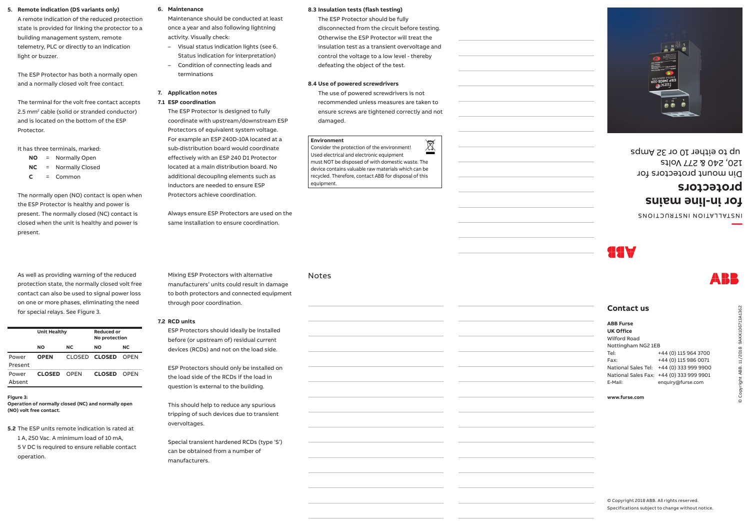## 5. Remote indication (DS variants only)

A remote indication of the reduced protection state is provided for linking the protector to a building management system, remote telemetry, PLC or directly to an indication light or buzzer.

The ESP Protector has both a normally open and a normally closed volt free contact.

The terminal for the volt free contact accepts 2.5 mm² cable (solid or stranded conductor) and is located on the bottom of the ESP Protector.

It has three terminals, marked:

- **NO** = Normally Open
- **NC** = Normally Closed
- **C** = Common

The normally open (NO) contact is open when the ESP Protector is healthy and power is present. The normally closed (NC) contact is closed when the unit is healthy and power is present.

As well as providing warning of the reduced protection state, the normally closed volt free contact can also be used to signal power loss on one or more phases, eliminating the need for special relays. See Figure 3.

| | Unit Healthy | | Reduced or No protection | |
|---|---|---|---|---|
| | **NO** | **NC** | **NO** | **NC** |
| Power Present | **OPEN** | CLOSED | **CLOSED** | OPEN |
| Power Absent | **CLOSED** | OPEN | **CLOSED** | OPEN |

**Figure 3:**
**Operation of normally closed (NC) and normally open (NO) volt free contact.**

**5.2** The ESP units remote indication is rated at 1 A, 250 Vac. A minimum load of 10 mA, 5 V DC is required to ensure reliable contact operation.

## 6. Maintenance

Maintenance should be conducted at least once a year and also following lightning activity. Visually check:

- Visual status indication lights (see 6. Status indication for interpretation)
- Condition of connecting leads and terminations

## 7. Application notes

### 7.1 ESP coordination

The ESP Protector is designed to fully coordinate with upstream/downstream ESP Protectors of equivalent system voltage. For example an ESP 240D-10A located at a sub-distribution board would coordinate effectively with an ESP 240 D1 Protector located at a main distribution board. No additional decoupling elements such as inductors are needed to ensure ESP Protectors achieve coordination.

Always ensure ESP Protectors are used on the same installation to ensure coordination.

Mixing ESP Protectors with alternative manufacturers' units could result in damage to both protectors and connected equipment through poor coordination.

### 7.2 RCD units

ESP Protectors should ideally be installed before (or upstream of) residual current devices (RCDs) and not on the load side.

ESP Protectors should only be installed on the load side of the RCDs if the load in question is external to the building.

This should help to reduce any spurious tripping of such devices due to transient overvoltages.

Special transient hardened RCDs (type 'S') can be obtained from a number of manufacturers.

### 8.3 Insulation tests (flash testing)

The ESP Protector should be fully disconnected from the circuit before testing. Otherwise the ESP Protector will treat the insulation test as a transient overvoltage and control the voltage to a low level - thereby defeating the object of the test.

### 8.4 Use of powered screwdrivers

The use of powered screwdrivers is not recommended unless measures are taken to ensure screws are tightened correctly and not damaged.

**Environment**
Consider the protection of the environment!
Used electrical and electronic equipment must NOT be disposed of with domestic waste. The device contains valuable raw materials which can be recycled. Therefore, contact ABB for disposal of this equipment.

Notes

INSTALLATION INSTRUCTIONS

# for in-line mains protectors

Din mount protectors for 120, 240 & 277 Volts up to either 10 or 32 Amps

ABB

## Contact us

**ABB Furse**
**UK Office**
Wilford Road
Nottingham NG2 1EB

| | |
|---|---|
| Tel: | +44 (0) 115 964 3700 |
| Fax: | +44 (0) 115 986 0071 |
| National Sales Tel: | +44 (0) 333 999 9900 |
| National Sales Fax: | +44 (0) 333 999 9901 |
| E-Mail: | enquiry@furse.com |

**www.furse.com**

© Copyright ABB. 11/2018 9AKK107713A1362

© Copyright 2018 ABB. All rights reserved.
Specifications subject to change without notice.